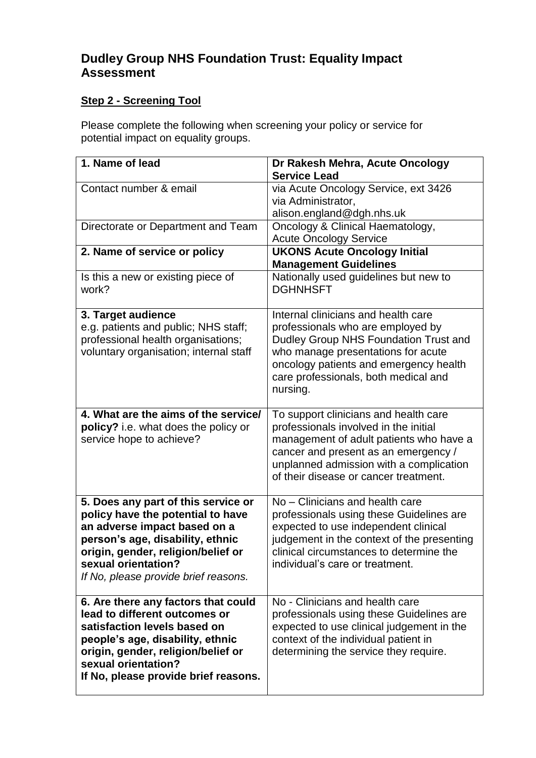# Dudley Group NHS Foundation Trust: Equality Impact Assessment

**Step 2 - Screening Tool**

Please complete the following when screening your policy or service for potential impact on equality groups.

| | |
|---|---|
| **1. Name of lead** | **Dr Rakesh Mehra, Acute Oncology Service Lead** |
| Contact number & email | via Acute Oncology Service, ext 3426 via Administrator, alison.england@dgh.nhs.uk |
| Directorate or Department and Team | Oncology & Clinical Haematology, Acute Oncology Service |
| **2. Name of service or policy** | **UKONS Acute Oncology Initial Management Guidelines** |
| Is this a new or existing piece of work? | Nationally used guidelines but new to DGHNHSFT |
| **3. Target audience** e.g. patients and public; NHS staff; professional health organisations; voluntary organisation; internal staff | Internal clinicians and health care professionals who are employed by Dudley Group NHS Foundation Trust and who manage presentations for acute oncology patients and emergency health care professionals, both medical and nursing. |
| **4. What are the aims of the service/ policy?** i.e. what does the policy or service hope to achieve? | To support clinicians and health care professionals involved in the initial management of adult patients who have a cancer and present as an emergency / unplanned admission with a complication of their disease or cancer treatment. |
| **5. Does any part of this service or policy have the potential to have an adverse impact based on a person's age, disability, ethnic origin, gender, religion/belief or sexual orientation?** *If No, please provide brief reasons.* | No – Clinicians and health care professionals using these Guidelines are expected to use independent clinical judgement in the context of the presenting clinical circumstances to determine the individual's care or treatment. |
| **6. Are there any factors that could lead to different outcomes or satisfaction levels based on people's age, disability, ethnic origin, gender, religion/belief or sexual orientation? If No, please provide brief reasons.** | No - Clinicians and health care professionals using these Guidelines are expected to use clinical judgement in the context of the individual patient in determining the service they require. |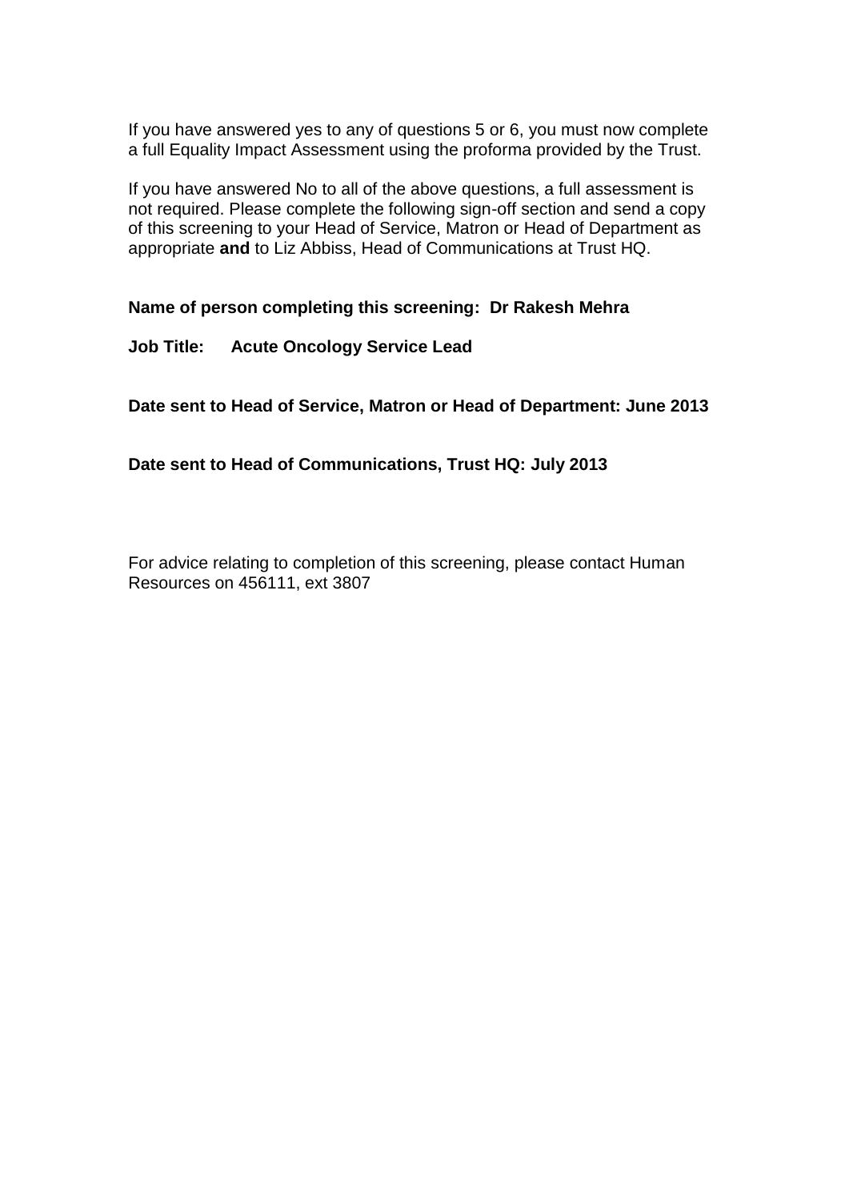If you have answered yes to any of questions 5 or 6, you must now complete a full Equality Impact Assessment using the proforma provided by the Trust.

If you have answered No to all of the above questions, a full assessment is not required. Please complete the following sign-off section and send a copy of this screening to your Head of Service, Matron or Head of Department as appropriate **and** to Liz Abbiss, Head of Communications at Trust HQ.

**Name of person completing this screening: Dr Rakesh Mehra**

**Job Title: Acute Oncology Service Lead**

**Date sent to Head of Service, Matron or Head of Department: June 2013**

**Date sent to Head of Communications, Trust HQ: July 2013**

For advice relating to completion of this screening, please contact Human Resources on 456111, ext 3807